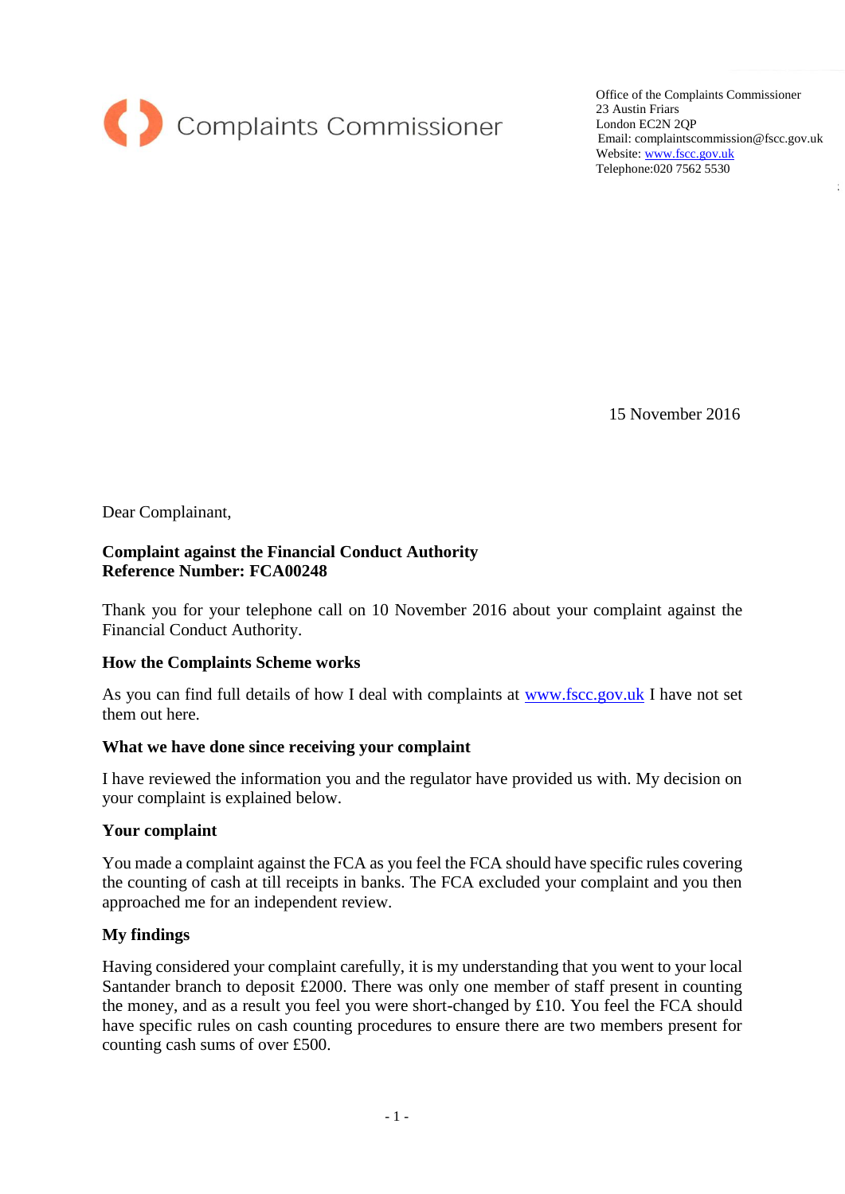Complaints Commissioner

Office of the Complaints Commissioner
23 Austin Friars
London EC2N 2QP
Email: complaintscommission@fscc.gov.uk
Website: www.fscc.gov.uk
Telephone:020 7562 5530

15 November 2016

Dear Complainant,

**Complaint against the Financial Conduct Authority**
**Reference Number: FCA00248**

Thank you for your telephone call on 10 November 2016 about your complaint against the Financial Conduct Authority.

**How the Complaints Scheme works**

As you can find full details of how I deal with complaints at www.fscc.gov.uk I have not set them out here.

**What we have done since receiving your complaint**

I have reviewed the information you and the regulator have provided us with. My decision on your complaint is explained below.

**Your complaint**

You made a complaint against the FCA as you feel the FCA should have specific rules covering the counting of cash at till receipts in banks. The FCA excluded your complaint and you then approached me for an independent review.

**My findings**

Having considered your complaint carefully, it is my understanding that you went to your local Santander branch to deposit £2000. There was only one member of staff present in counting the money, and as a result you feel you were short-changed by £10. You feel the FCA should have specific rules on cash counting procedures to ensure there are two members present for counting cash sums of over £500.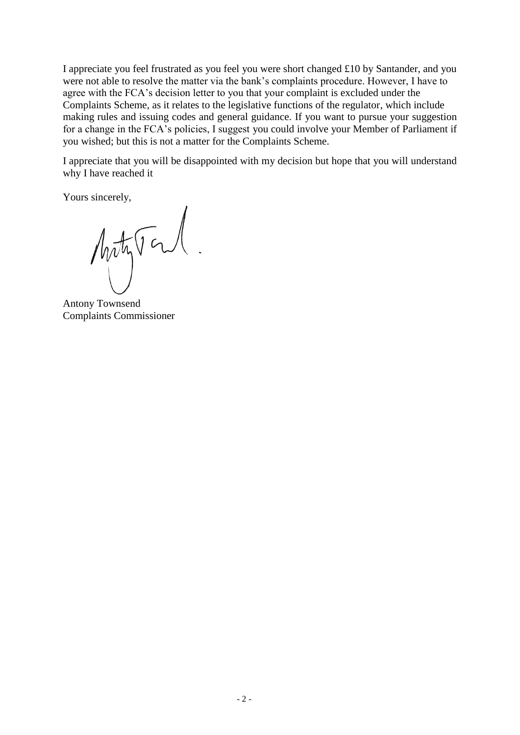I appreciate you feel frustrated as you feel you were short changed £10 by Santander, and you were not able to resolve the matter via the bank's complaints procedure. However, I have to agree with the FCA's decision letter to you that your complaint is excluded under the Complaints Scheme, as it relates to the legislative functions of the regulator, which include making rules and issuing codes and general guidance. If you want to pursue your suggestion for a change in the FCA's policies, I suggest you could involve your Member of Parliament if you wished; but this is not a matter for the Complaints Scheme.

I appreciate that you will be disappointed with my decision but hope that you will understand why I have reached it

Yours sincerely,

Antony Townsend
Complaints Commissioner